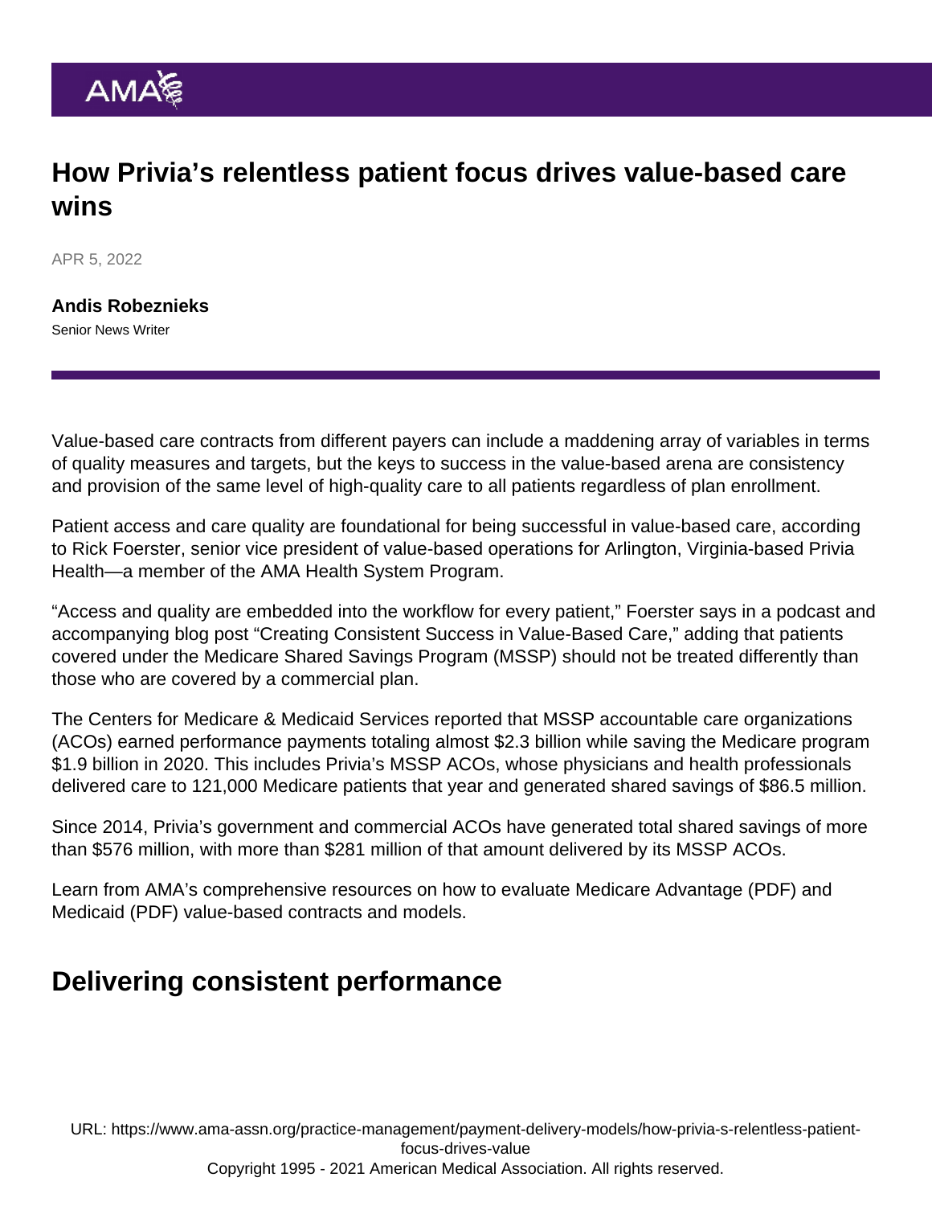# How Privia's relentless patient focus drives value-based care wins

APR 5, 2022

**Andis Robeznieks**
Senior News Writer

Value-based care contracts from different payers can include a maddening array of variables in terms of quality measures and targets, but the keys to success in the value-based arena are consistency and provision of the same level of high-quality care to all patients regardless of plan enrollment.

Patient access and care quality are foundational for being successful in value-based care, according to Rick Foerster, senior vice president of value-based operations for Arlington, Virginia-based Privia Health—a member of the AMA Health System Program.

"Access and quality are embedded into the workflow for every patient," Foerster says in a podcast and accompanying blog post "Creating Consistent Success in Value-Based Care," adding that patients covered under the Medicare Shared Savings Program (MSSP) should not be treated differently than those who are covered by a commercial plan.

The Centers for Medicare & Medicaid Services reported that MSSP accountable care organizations (ACOs) earned performance payments totaling almost $2.3 billion while saving the Medicare program $1.9 billion in 2020. This includes Privia's MSSP ACOs, whose physicians and health professionals delivered care to 121,000 Medicare patients that year and generated shared savings of $86.5 million.

Since 2014, Privia's government and commercial ACOs have generated total shared savings of more than $576 million, with more than $281 million of that amount delivered by its MSSP ACOs.

Learn from AMA's comprehensive resources on how to evaluate Medicare Advantage (PDF) and Medicaid (PDF) value-based contracts and models.

## Delivering consistent performance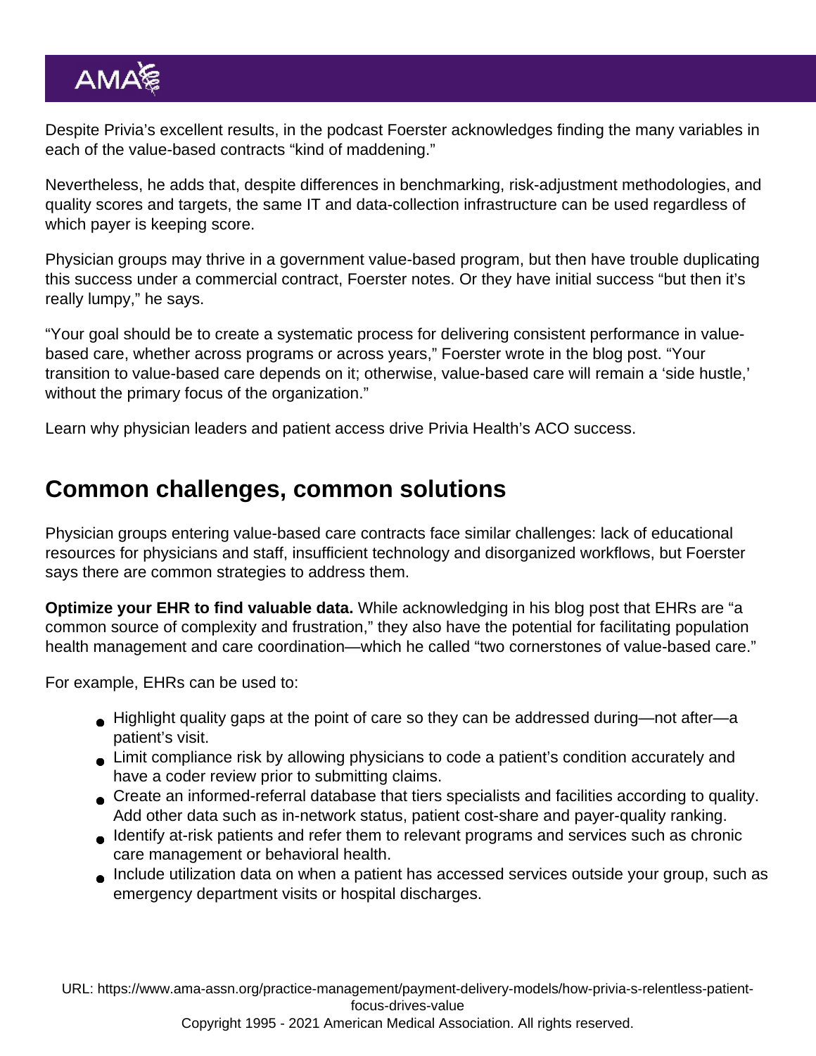Despite Privia's excellent results, in the podcast Foerster acknowledges finding the many variables in each of the value-based contracts "kind of maddening."

Nevertheless, he adds that, despite differences in benchmarking, risk-adjustment methodologies, and quality scores and targets, the same IT and data-collection infrastructure can be used regardless of which payer is keeping score.

Physician groups may thrive in a government value-based program, but then have trouble duplicating this success under a commercial contract, Foerster notes. Or they have initial success "but then it's really lumpy," he says.

"Your goal should be to create a systematic process for delivering consistent performance in value-based care, whether across programs or across years," Foerster wrote in the blog post. "Your transition to value-based care depends on it; otherwise, value-based care will remain a 'side hustle,' without the primary focus of the organization."

Learn why physician leaders and patient access drive Privia Health's ACO success.

## Common challenges, common solutions

Physician groups entering value-based care contracts face similar challenges: lack of educational resources for physicians and staff, insufficient technology and disorganized workflows, but Foerster says there are common strategies to address them.

**Optimize your EHR to find valuable data.** While acknowledging in his blog post that EHRs are "a common source of complexity and frustration," they also have the potential for facilitating population health management and care coordination—which he called "two cornerstones of value-based care."

For example, EHRs can be used to:

- Highlight quality gaps at the point of care so they can be addressed during—not after—a patient's visit.
- Limit compliance risk by allowing physicians to code a patient's condition accurately and have a coder review prior to submitting claims.
- Create an informed-referral database that tiers specialists and facilities according to quality. Add other data such as in-network status, patient cost-share and payer-quality ranking.
- Identify at-risk patients and refer them to relevant programs and services such as chronic care management or behavioral health.
- Include utilization data on when a patient has accessed services outside your group, such as emergency department visits or hospital discharges.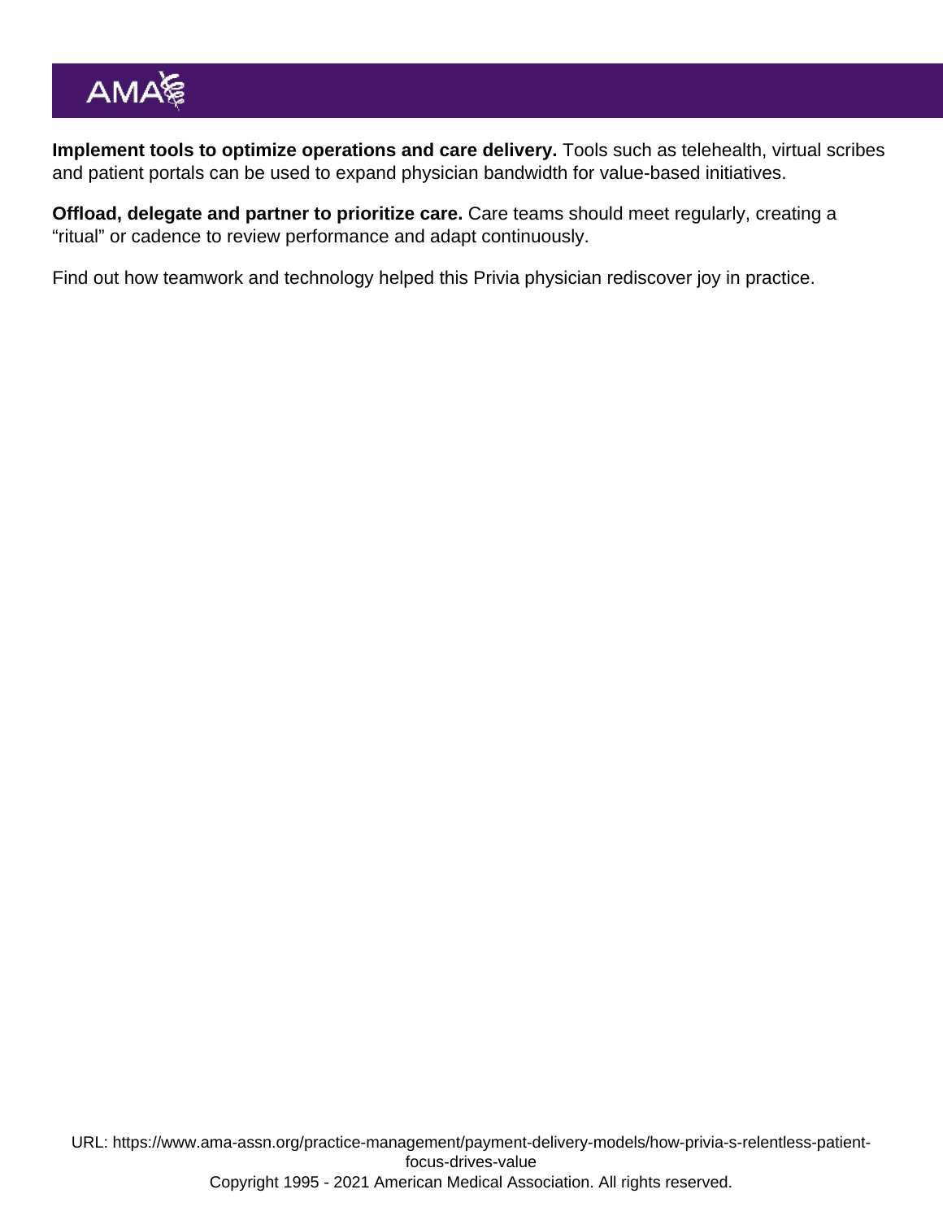**Implement tools to optimize operations and care delivery.** Tools such as telehealth, virtual scribes and patient portals can be used to expand physician bandwidth for value-based initiatives.

**Offload, delegate and partner to prioritize care.** Care teams should meet regularly, creating a "ritual" or cadence to review performance and adapt continuously.

Find out how teamwork and technology helped this Privia physician rediscover joy in practice.